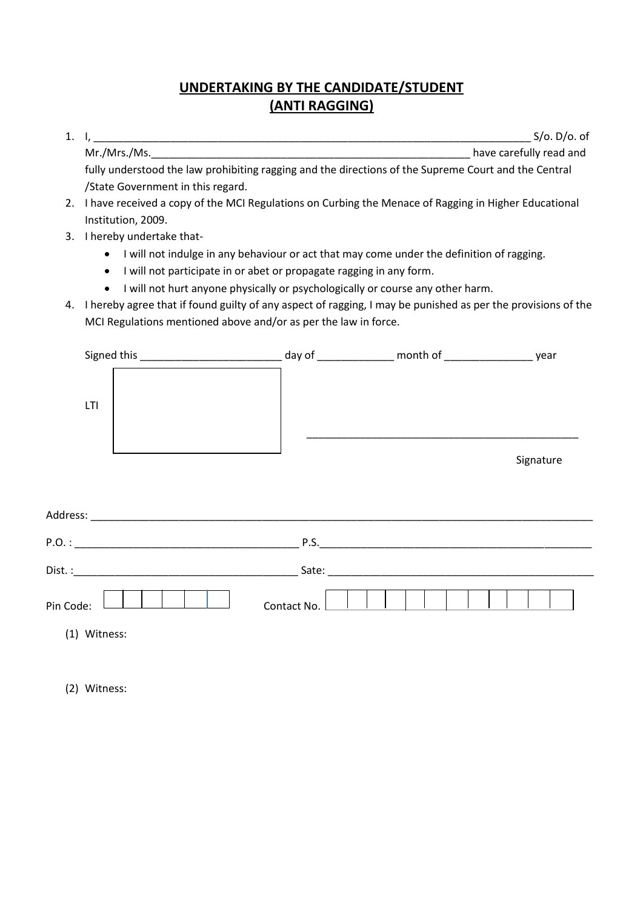## UNDERTAKING BY THE CANDIDATE/STUDENT
## (ANTI RAGGING)

1. I, ________________________________________________________________________ S/o. D/o. of Mr./Mrs./Ms.________________________________________________________ have carefully read and fully understood the law prohibiting ragging and the directions of the Supreme Court and the Central /State Government in this regard.
2. I have received a copy of the MCI Regulations on Curbing the Menace of Ragging in Higher Educational Institution, 2009.
3. I hereby undertake that-
   - I will not indulge in any behaviour or act that may come under the definition of ragging.
   - I will not participate in or abet or propagate ragging in any form.
   - I will not hurt anyone physically or psychologically or course any other harm.
4. I hereby agree that if found guilty of any aspect of ragging, I may be punished as per the provisions of the MCI Regulations mentioned above and/or as per the law in force.

Signed this ________________________ day of _____________ month of _______________ year

LTI

_______________________________________________

Signature

Address: ______________________________________________________________________________________

P.O. : ______________________________________ P.S.______________________________________________

Dist. :______________________________________ Sate: ______________________________________________

Pin Code: | | | | | | | Contact No. | | | | | | | | | | | | |

(1) Witness:

(2) Witness: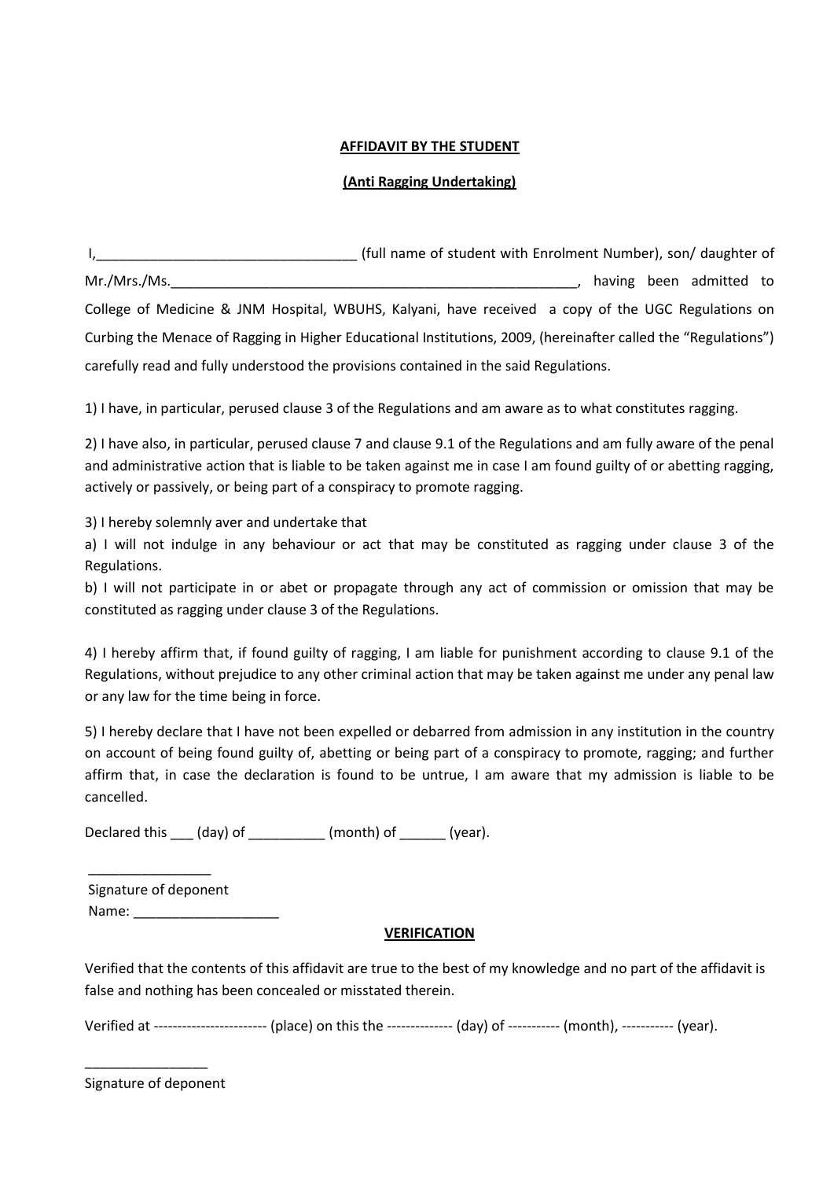**AFFIDAVIT BY THE STUDENT**

**(Anti Ragging Undertaking)**

I,__________________________________ (full name of student with Enrolment Number), son/ daughter of Mr./Mrs./Ms.________________________________________________________, having been admitted to College of Medicine & JNM Hospital, WBUHS, Kalyani, have received a copy of the UGC Regulations on Curbing the Menace of Ragging in Higher Educational Institutions, 2009, (hereinafter called the "Regulations") carefully read and fully understood the provisions contained in the said Regulations.

1) I have, in particular, perused clause 3 of the Regulations and am aware as to what constitutes ragging.

2) I have also, in particular, perused clause 7 and clause 9.1 of the Regulations and am fully aware of the penal and administrative action that is liable to be taken against me in case I am found guilty of or abetting ragging, actively or passively, or being part of a conspiracy to promote ragging.

3) I hereby solemnly aver and undertake that

a) I will not indulge in any behaviour or act that may be constituted as ragging under clause 3 of the Regulations.

b) I will not participate in or abet or propagate through any act of commission or omission that may be constituted as ragging under clause 3 of the Regulations.

4) I hereby affirm that, if found guilty of ragging, I am liable for punishment according to clause 9.1 of the Regulations, without prejudice to any other criminal action that may be taken against me under any penal law or any law for the time being in force.

5) I hereby declare that I have not been expelled or debarred from admission in any institution in the country on account of being found guilty of, abetting or being part of a conspiracy to promote, ragging; and further affirm that, in case the declaration is found to be untrue, I am aware that my admission is liable to be cancelled.

Declared this ___ (day) of __________ (month) of ______ (year).

________________

Signature of deponent

Name: ___________________

**VERIFICATION**

Verified that the contents of this affidavit are true to the best of my knowledge and no part of the affidavit is false and nothing has been concealed or misstated therein.

Verified at ------------------------ (place) on this the -------------- (day) of ----------- (month), ----------- (year).

________________

Signature of deponent